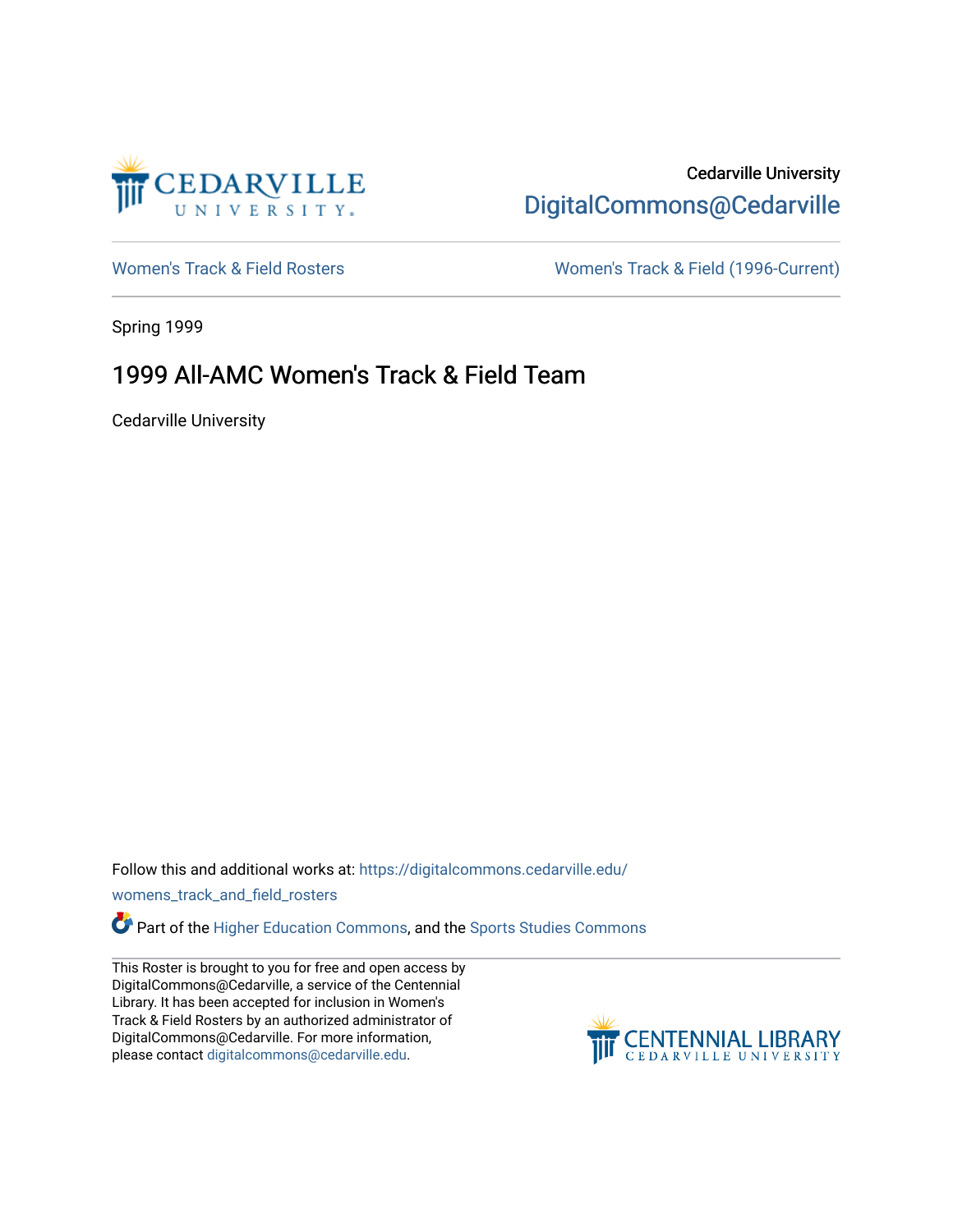Cedarville University
DigitalCommons@Cedarville

Women's Track & Field Rosters | Women's Track & Field (1996-Current)

Spring 1999

# 1999 All-AMC Women's Track & Field Team

Cedarville University

Follow this and additional works at: https://digitalcommons.cedarville.edu/womens_track_and_field_rosters

Part of the Higher Education Commons, and the Sports Studies Commons

This Roster is brought to you for free and open access by DigitalCommons@Cedarville, a service of the Centennial Library. It has been accepted for inclusion in Women's Track & Field Rosters by an authorized administrator of DigitalCommons@Cedarville. For more information, please contact digitalcommons@cedarville.edu.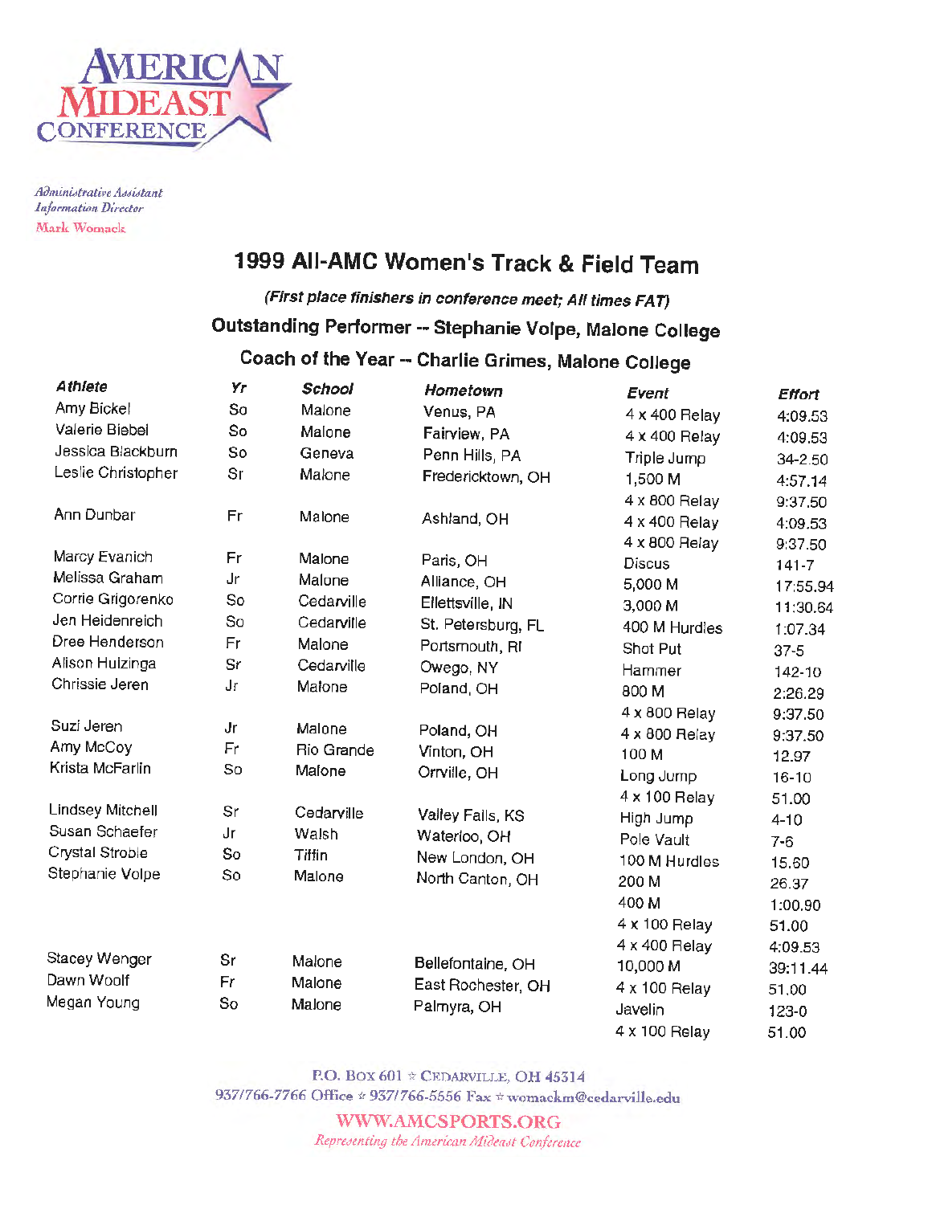AMERICAN MIDEAST CONFERENCE

*Administrative Assistant*
*Information Director*
Mark Womack

# 1999 All-AMC Women's Track & Field Team

*(First place finishers in conference meet; All times FAT)*

**Outstanding Performer -- Stephanie Volpe, Malone College**

**Coach of the Year -- Charlie Grimes, Malone College**

| *Athlete* | *Yr* | *School* | *Hometown* | *Event* | *Effort* |
|---|---|---|---|---|---|
| Amy Bickel | So | Malone | Venus, PA | 4 x 400 Relay | 4:09.53 |
| Valerie Biebel | So | Malone | Fairview, PA | 4 x 400 Relay | 4:09.53 |
| Jessica Blackburn | So | Geneva | Penn Hills, PA | Triple Jump | 34-2.50 |
| Leslie Christopher | Sr | Malone | Fredericktown, OH | 1,500 M | 4:57.14 |
| | | | | 4 x 800 Relay | 9:37.50 |
| Ann Dunbar | Fr | Malone | Ashland, OH | 4 x 400 Relay | 4:09.53 |
| | | | | 4 x 800 Relay | 9:37.50 |
| Marcy Evanich | Fr | Malone | Paris, OH | Discus | 141-7 |
| Melissa Graham | Jr | Malone | Alliance, OH | 5,000 M | 17:55.94 |
| Corrie Grigorenko | So | Cedarville | Ellettsville, IN | 3,000 M | 11:30.64 |
| Jen Heidenreich | So | Cedarville | St. Petersburg, FL | 400 M Hurdles | 1:07.34 |
| Dree Henderson | Fr | Malone | Portsmouth, RI | Shot Put | 37-5 |
| Alison Huizinga | Sr | Cedarville | Owego, NY | Hammer | 142-10 |
| Chrissie Jeren | Jr | Malone | Poland, OH | 800 M | 2:26.29 |
| | | | | 4 x 800 Relay | 9:37.50 |
| Suzi Jeren | Jr | Malone | Poland, OH | 4 x 800 Relay | 9:37.50 |
| Amy McCoy | Fr | Rio Grande | Vinton, OH | 100 M | 12.97 |
| Krista McFarlin | So | Malone | Orrville, OH | Long Jump | 16-10 |
| | | | | 4 x 100 Relay | 51.00 |
| Lindsey Mitchell | Sr | Cedarville | Valley Falls, KS | High Jump | 4-10 |
| Susan Schaefer | Jr | Walsh | Waterloo, OH | Pole Vault | 7-6 |
| Crystal Stroble | So | Tiffin | New London, OH | 100 M Hurdles | 15.60 |
| Stephanie Volpe | So | Malone | North Canton, OH | 200 M | 26.37 |
| | | | | 400 M | 1:00.90 |
| | | | | 4 x 100 Relay | 51.00 |
| | | | | 4 x 400 Relay | 4:09.53 |
| Stacey Wenger | Sr | Malone | Bellefontaine, OH | 10,000 M | 39:11.44 |
| Dawn Woolf | Fr | Malone | East Rochester, OH | 4 x 100 Relay | 51.00 |
| Megan Young | So | Malone | Palmyra, OH | Javelin | 123-0 |
| | | | | 4 x 100 Relay | 51.00 |

P.O. Box 601 ☆ Cedarville, OH 45314
937/766-7766 Office ☆ 937/766-5556 Fax ☆ womackm@cedarville.edu

WWW.AMCSPORTS.ORG

*Representing the American Mideast Conference*